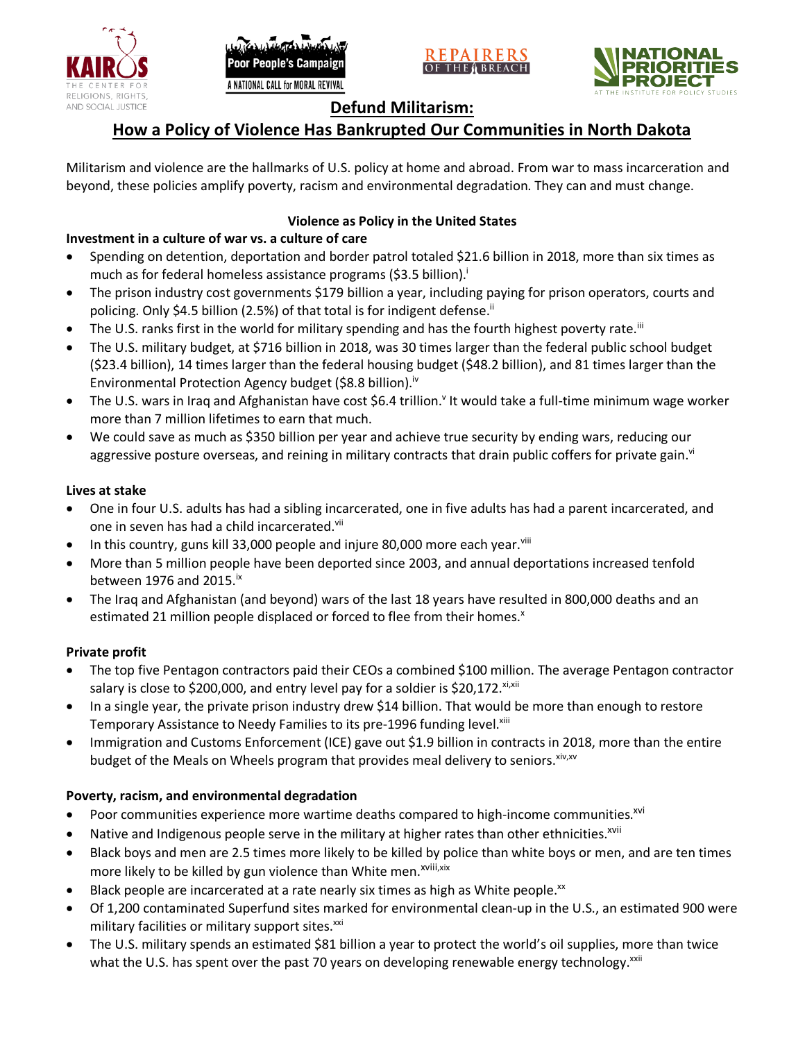# Defund Militarism:

## How a Policy of Violence Has Bankrupted Our Communities in North Dakota

Militarism and violence are the hallmarks of U.S. policy at home and abroad. From war to mass incarceration and beyond, these policies amplify poverty, racism and environmental degradation. They can and must change.

### Violence as Policy in the United States

**Investment in a culture of war vs. a culture of care**

- Spending on detention, deportation and border patrol totaled $21.6 billion in 2018, more than six times as much as for federal homeless assistance programs ($3.5 billion).[i]
- The prison industry cost governments $179 billion a year, including paying for prison operators, courts and policing. Only $4.5 billion (2.5%) of that total is for indigent defense.[ii]
- The U.S. ranks first in the world for military spending and has the fourth highest poverty rate.[iii]
- The U.S. military budget, at $716 billion in 2018, was 30 times larger than the federal public school budget ($23.4 billion), 14 times larger than the federal housing budget ($48.2 billion), and 81 times larger than the Environmental Protection Agency budget ($8.8 billion).[iv]
- The U.S. wars in Iraq and Afghanistan have cost $6.4 trillion.[v] It would take a full-time minimum wage worker more than 7 million lifetimes to earn that much.
- We could save as much as $350 billion per year and achieve true security by ending wars, reducing our aggressive posture overseas, and reining in military contracts that drain public coffers for private gain.[vi]

**Lives at stake**

- One in four U.S. adults has had a sibling incarcerated, one in five adults has had a parent incarcerated, and one in seven has had a child incarcerated.[vii]
- In this country, guns kill 33,000 people and injure 80,000 more each year.[viii]
- More than 5 million people have been deported since 2003, and annual deportations increased tenfold between 1976 and 2015.[ix]
- The Iraq and Afghanistan (and beyond) wars of the last 18 years have resulted in 800,000 deaths and an estimated 21 million people displaced or forced to flee from their homes.[x]

**Private profit**

- The top five Pentagon contractors paid their CEOs a combined $100 million. The average Pentagon contractor salary is close to $200,000, and entry level pay for a soldier is $20,172.[xi,xii]
- In a single year, the private prison industry drew $14 billion. That would be more than enough to restore Temporary Assistance to Needy Families to its pre-1996 funding level.[xiii]
- Immigration and Customs Enforcement (ICE) gave out $1.9 billion in contracts in 2018, more than the entire budget of the Meals on Wheels program that provides meal delivery to seniors.[xiv,xv]

**Poverty, racism, and environmental degradation**

- Poor communities experience more wartime deaths compared to high-income communities.[xvi]
- Native and Indigenous people serve in the military at higher rates than other ethnicities.[xvii]
- Black boys and men are 2.5 times more likely to be killed by police than white boys or men, and are ten times more likely to be killed by gun violence than White men.[xviii,xix]
- Black people are incarcerated at a rate nearly six times as high as White people.[xx]
- Of 1,200 contaminated Superfund sites marked for environmental clean-up in the U.S., an estimated 900 were military facilities or military support sites.[xxi]
- The U.S. military spends an estimated $81 billion a year to protect the world's oil supplies, more than twice what the U.S. has spent over the past 70 years on developing renewable energy technology.[xxii]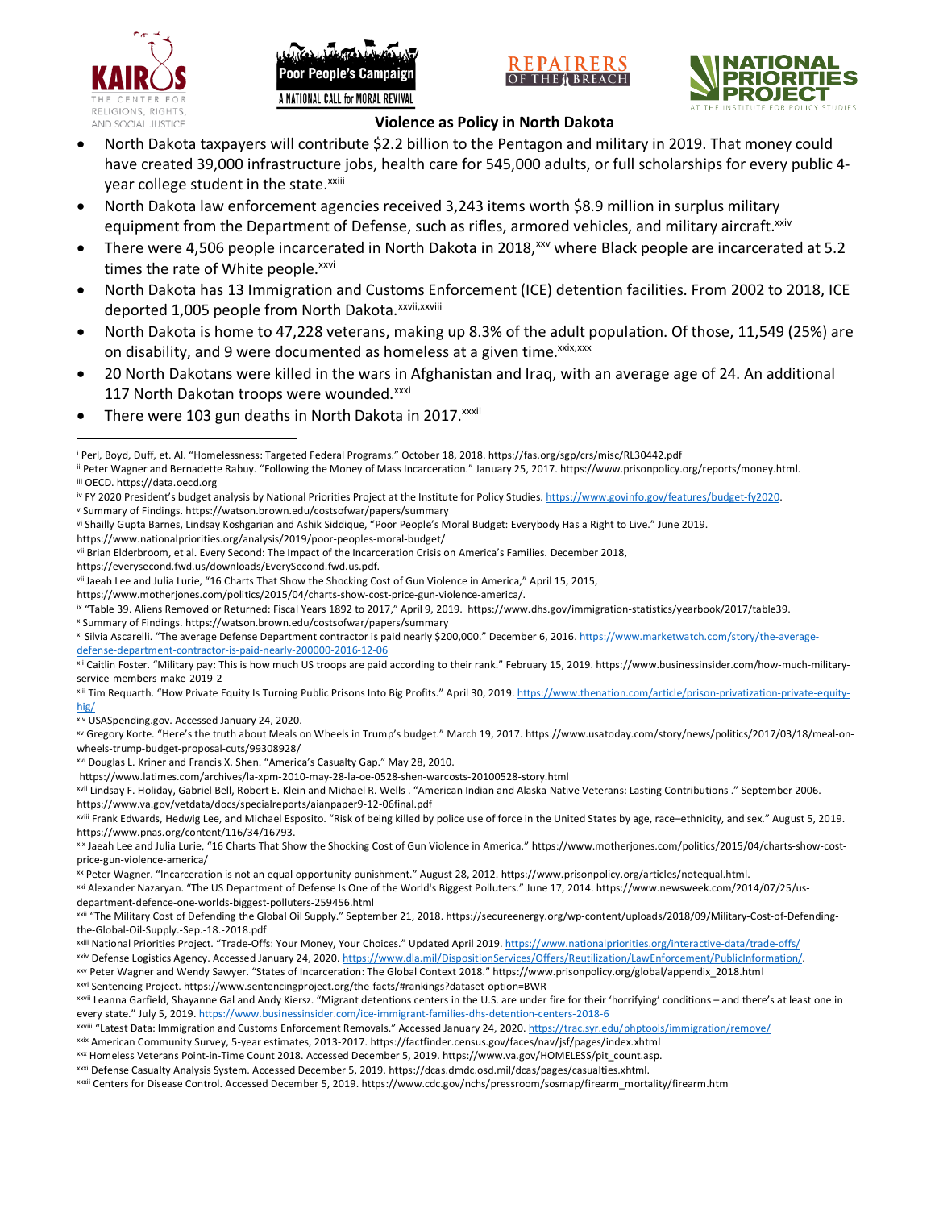## Violence as Policy in North Dakota

- North Dakota taxpayers will contribute $2.2 billion to the Pentagon and military in 2019. That money could have created 39,000 infrastructure jobs, health care for 545,000 adults, or full scholarships for every public 4-year college student in the state.[xxiii]
- North Dakota law enforcement agencies received 3,243 items worth $8.9 million in surplus military equipment from the Department of Defense, such as rifles, armored vehicles, and military aircraft.[xxiv]
- There were 4,506 people incarcerated in North Dakota in 2018,[xxv] where Black people are incarcerated at 5.2 times the rate of White people.[xxvi]
- North Dakota has 13 Immigration and Customs Enforcement (ICE) detention facilities. From 2002 to 2018, ICE deported 1,005 people from North Dakota.[xxvii,xxviii]
- North Dakota is home to 47,228 veterans, making up 8.3% of the adult population. Of those, 11,549 (25%) are on disability, and 9 were documented as homeless at a given time.[xxix,xxx]
- 20 North Dakotans were killed in the wars in Afghanistan and Iraq, with an average age of 24. An additional 117 North Dakotan troops were wounded.[xxxi]
- There were 103 gun deaths in North Dakota in 2017.[xxxii]

---

[i] Perl, Boyd, Duff, et. Al. "Homelessness: Targeted Federal Programs." October 18, 2018. https://fas.org/sgp/crs/misc/RL30442.pdf

[ii] Peter Wagner and Bernadette Rabuy. "Following the Money of Mass Incarceration." January 25, 2017. https://www.prisonpolicy.org/reports/money.html.

[iii] OECD. https://data.oecd.org

[iv] FY 2020 President's budget analysis by National Priorities Project at the Institute for Policy Studies. https://www.govinfo.gov/features/budget-fy2020.

[v] Summary of Findings. https://watson.brown.edu/costsofwar/papers/summary

[vi] Shailly Gupta Barnes, Lindsay Koshgarian and Ashik Siddique, "Poor People's Moral Budget: Everybody Has a Right to Live." June 2019. https://www.nationalpriorities.org/analysis/2019/poor-peoples-moral-budget/

[vii] Brian Elderbroom, et al. Every Second: The Impact of the Incarceration Crisis on America's Families. December 2018, https://everysecond.fwd.us/downloads/EverySecond.fwd.us.pdf.

[viii] Jaeah Lee and Julia Lurie, "16 Charts That Show the Shocking Cost of Gun Violence in America," April 15, 2015, https://www.motherjones.com/politics/2015/04/charts-show-cost-price-gun-violence-america/.

[ix] "Table 39. Aliens Removed or Returned: Fiscal Years 1892 to 2017," April 9, 2019. https://www.dhs.gov/immigration-statistics/yearbook/2017/table39.

[x] Summary of Findings. https://watson.brown.edu/costsofwar/papers/summary

[xi] Silvia Ascarelli. "The average Defense Department contractor is paid nearly $200,000." December 6, 2016. https://www.marketwatch.com/story/the-average-defense-department-contractor-is-paid-nearly-200000-2016-12-06

[xii] Caitlin Foster. "Military pay: This is how much US troops are paid according to their rank." February 15, 2019. https://www.businessinsider.com/how-much-military-service-members-make-2019-2

[xiii] Tim Requarth. "How Private Equity Is Turning Public Prisons Into Big Profits." April 30, 2019. https://www.thenation.com/article/prison-privatization-private-equity-hig/

[xiv] USASpending.gov. Accessed January 24, 2020.

[xv] Gregory Korte. "Here's the truth about Meals on Wheels in Trump's budget." March 19, 2017. https://www.usatoday.com/story/news/politics/2017/03/18/meal-on-wheels-trump-budget-proposal-cuts/99308928/

[xvi] Douglas L. Kriner and Francis X. Shen. "America's Casualty Gap." May 28, 2010. https://www.latimes.com/archives/la-xpm-2010-may-28-la-oe-0528-shen-warcosts-20100528-story.html

[xvii] Lindsay F. Holiday, Gabriel Bell, Robert E. Klein and Michael R. Wells . "American Indian and Alaska Native Veterans: Lasting Contributions ." September 2006. https://www.va.gov/vetdata/docs/specialreports/aianpaper9-12-06final.pdf

[xviii] Frank Edwards, Hedwig Lee, and Michael Esposito. "Risk of being killed by police use of force in the United States by age, race–ethnicity, and sex." August 5, 2019. https://www.pnas.org/content/116/34/16793.

[xix] Jaeah Lee and Julia Lurie, "16 Charts That Show the Shocking Cost of Gun Violence in America." https://www.motherjones.com/politics/2015/04/charts-show-cost-price-gun-violence-america/

[xx] Peter Wagner. "Incarceration is not an equal opportunity punishment." August 28, 2012. https://www.prisonpolicy.org/articles/notequal.html.

[xxi] Alexander Nazaryan. "The US Department of Defense Is One of the World's Biggest Polluters." June 17, 2014. https://www.newsweek.com/2014/07/25/us-department-defence-one-worlds-biggest-polluters-259456.html

[xxii] "The Military Cost of Defending the Global Oil Supply." September 21, 2018. https://secureenergy.org/wp-content/uploads/2018/09/Military-Cost-of-Defending-the-Global-Oil-Supply.-Sep.-18.-2018.pdf

[xxiii] National Priorities Project. "Trade-Offs: Your Money, Your Choices." Updated April 2019. https://www.nationalpriorities.org/interactive-data/trade-offs/

[xxiv] Defense Logistics Agency. Accessed January 24, 2020. https://www.dla.mil/DispositionServices/Offers/Reutilization/LawEnforcement/PublicInformation/.

[xxv] Peter Wagner and Wendy Sawyer. "States of Incarceration: The Global Context 2018." https://www.prisonpolicy.org/global/appendix_2018.html

[xxvi] Sentencing Project. https://www.sentencingproject.org/the-facts/#rankings?dataset-option=BWR

[xxvii] Leanna Garfield, Shayanne Gal and Andy Kiersz. "Migrant detentions centers in the U.S. are under fire for their 'horrifying' conditions – and there's at least one in every state." July 5, 2019. https://www.businessinsider.com/ice-immigrant-families-dhs-detention-centers-2018-6

[xxviii] "Latest Data: Immigration and Customs Enforcement Removals." Accessed January 24, 2020. https://trac.syr.edu/phptools/immigration/remove/

[xxix] American Community Survey, 5-year estimates, 2013-2017. https://factfinder.census.gov/faces/nav/jsf/pages/index.xhtml

[xxx] Homeless Veterans Point-in-Time Count 2018. Accessed December 5, 2019. https://www.va.gov/HOMELESS/pit_count.asp.

[xxxi] Defense Casualty Analysis System. Accessed December 5, 2019. https://dcas.dmdc.osd.mil/dcas/pages/casualties.xhtml.

[xxxii] Centers for Disease Control. Accessed December 5, 2019. https://www.cdc.gov/nchs/pressroom/sosmap/firearm_mortality/firearm.htm